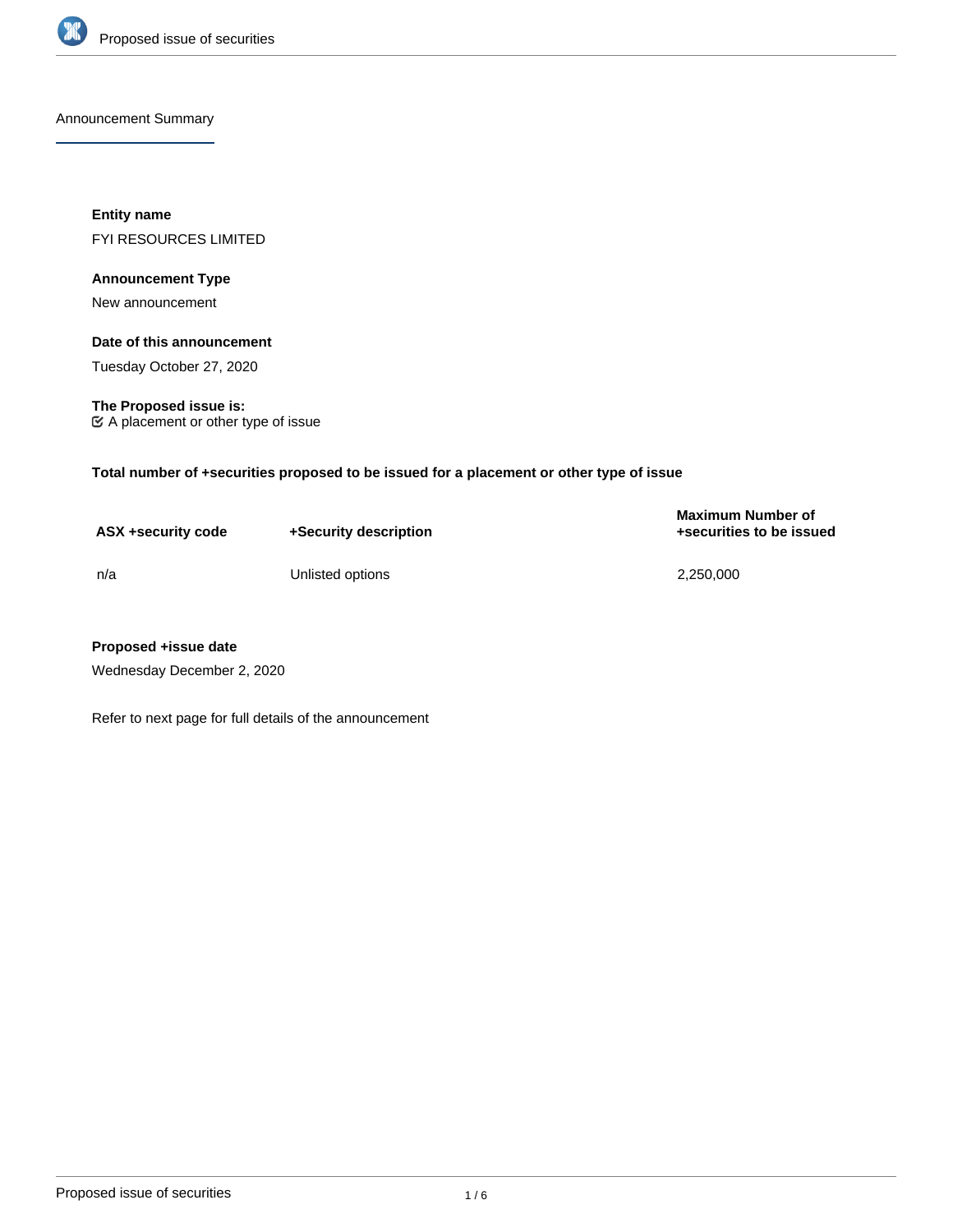Announcement Summary

**Entity name**

FYI RESOURCES LIMITED

**Announcement Type**

New announcement

**Date of this announcement**

Tuesday October 27, 2020

**The Proposed issue is:**

☑ A placement or other type of issue

**Total number of +securities proposed to be issued for a placement or other type of issue**

| ASX +security code | +Security description | Maximum Number of +securities to be issued |
|---|---|---|
| n/a | Unlisted options | 2,250,000 |

**Proposed +issue date**

Wednesday December 2, 2020

Refer to next page for full details of the announcement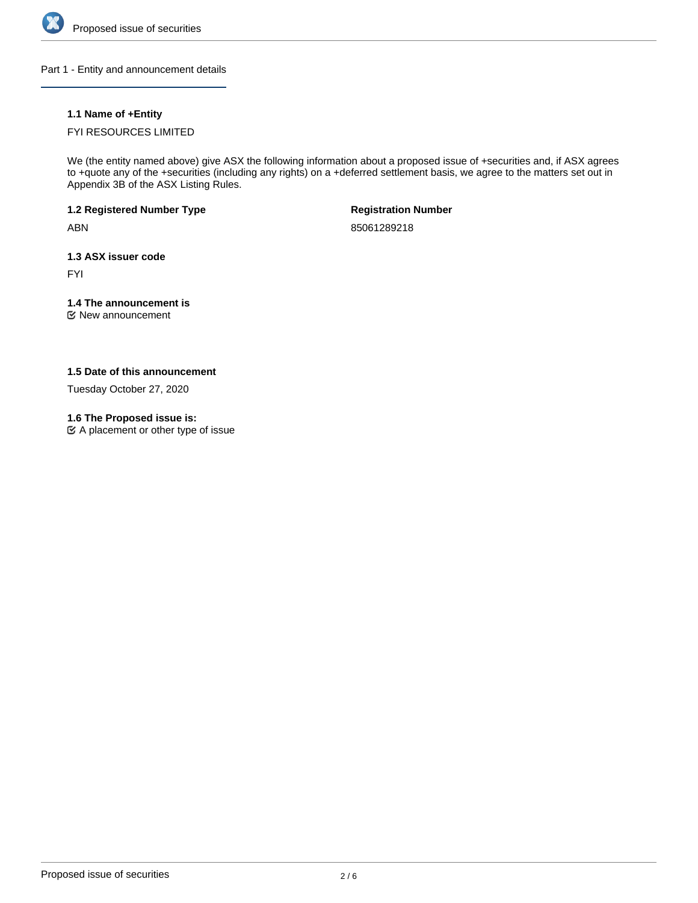## Part 1 - Entity and announcement details

### 1.1 Name of +Entity

FYI RESOURCES LIMITED

We (the entity named above) give ASX the following information about a proposed issue of +securities and, if ASX agrees to +quote any of the +securities (including any rights) on a +deferred settlement basis, we agree to the matters set out in Appendix 3B of the ASX Listing Rules.

**1.2 Registered Number Type**

ABN

**Registration Number**

85061289218

### 1.3 ASX issuer code

FYI

### 1.4 The announcement is

☑ New announcement

### 1.5 Date of this announcement

Tuesday October 27, 2020

### 1.6 The Proposed issue is:

☑ A placement or other type of issue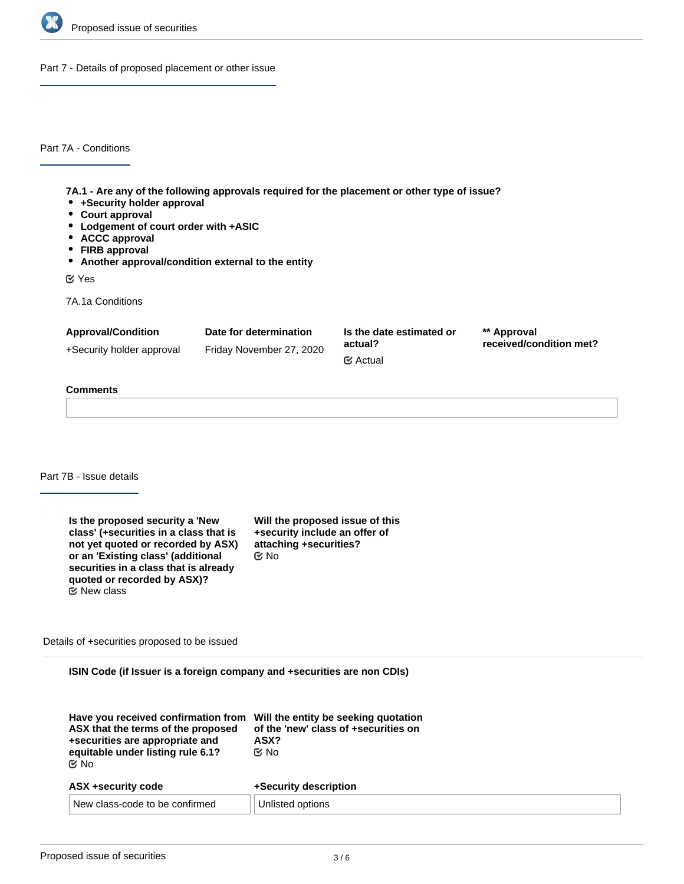## Part 7 - Details of proposed placement or other issue

### Part 7A - Conditions

**7A.1 - Are any of the following approvals required for the placement or other type of issue?**

- **+Security holder approval**
- **Court approval**
- **Lodgement of court order with +ASIC**
- **ACCC approval**
- **FIRB approval**
- **Another approval/condition external to the entity**

Yes

7A.1a Conditions

| Approval/Condition | Date for determination | Is the date estimated or actual? | ** Approval received/condition met? |
|---|---|---|---|
| +Security holder approval | Friday November 27, 2020 | Actual | |

**Comments**

### Part 7B - Issue details

**Is the proposed security a 'New class' (+securities in a class that is not yet quoted or recorded by ASX) or an 'Existing class' (additional securities in a class that is already quoted or recorded by ASX)?**
New class

**Will the proposed issue of this +security include an offer of attaching +securities?**
No

Details of +securities proposed to be issued

**ISIN Code (if Issuer is a foreign company and +securities are non CDIs)**

**Have you received confirmation from ASX that the terms of the proposed +securities are appropriate and equitable under listing rule 6.1?**
No

**Will the entity be seeking quotation of the 'new' class of +securities on ASX?**
No

| ASX +security code | +Security description |
|---|---|
| New class-code to be confirmed | Unlisted options |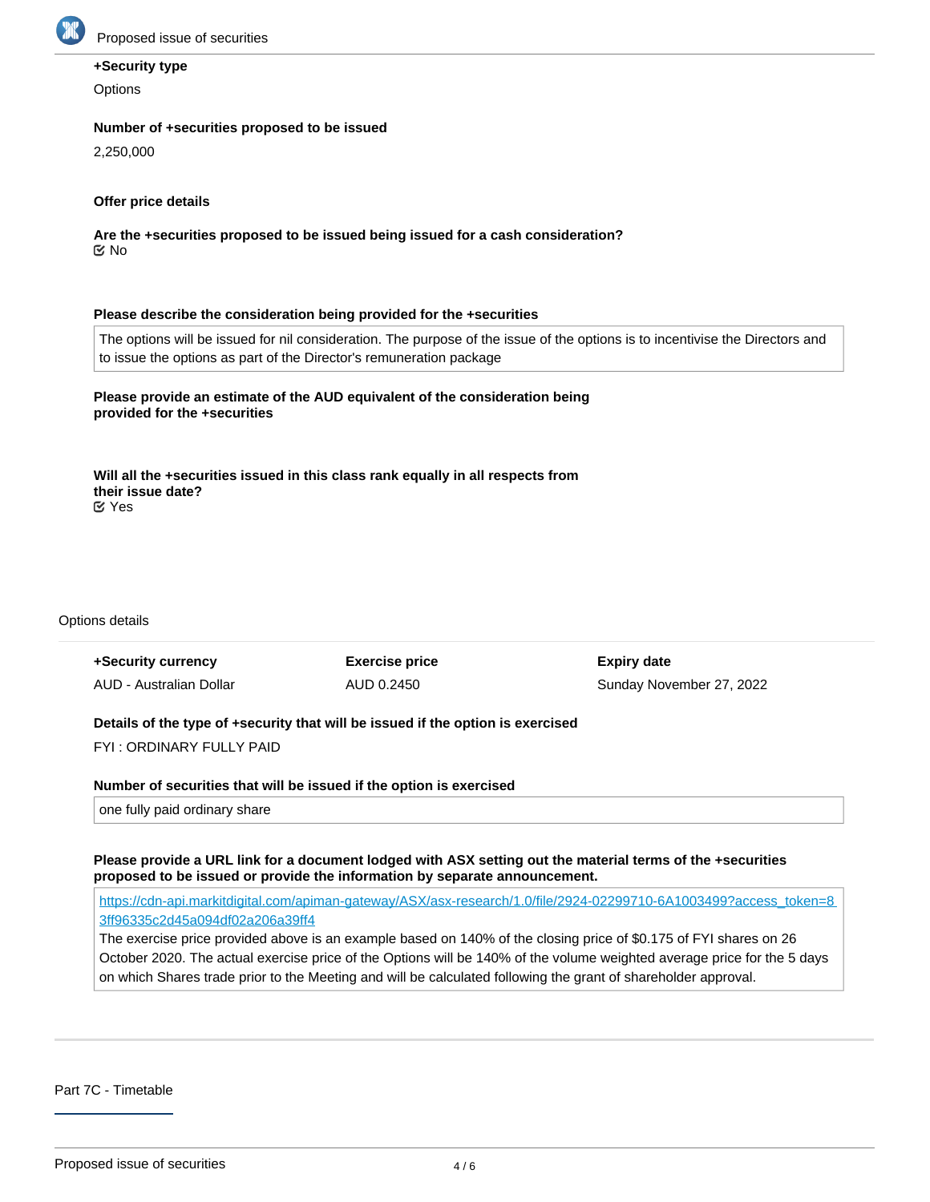**+Security type**

Options

**Number of +securities proposed to be issued**

2,250,000

**Offer price details**

**Are the +securities proposed to be issued being issued for a cash consideration?**

No

**Please describe the consideration being provided for the +securities**

The options will be issued for nil consideration. The purpose of the issue of the options is to incentivise the Directors and to issue the options as part of the Director's remuneration package

**Please provide an estimate of the AUD equivalent of the consideration being provided for the +securities**

**Will all the +securities issued in this class rank equally in all respects from their issue date?**

Yes

Options details

| +Security currency | Exercise price | Expiry date |
|---|---|---|
| AUD - Australian Dollar | AUD 0.2450 | Sunday November 27, 2022 |

**Details of the type of +security that will be issued if the option is exercised**

FYI : ORDINARY FULLY PAID

**Number of securities that will be issued if the option is exercised**

one fully paid ordinary share

**Please provide a URL link for a document lodged with ASX setting out the material terms of the +securities proposed to be issued or provide the information by separate announcement.**

https://cdn-api.markitdigital.com/apiman-gateway/ASX/asx-research/1.0/file/2924-02299710-6A1003499?access_token=83ff96335c2d45a094df02a206a39ff4

The exercise price provided above is an example based on 140% of the closing price of $0.175 of FYI shares on 26 October 2020. The actual exercise price of the Options will be 140% of the volume weighted average price for the 5 days on which Shares trade prior to the Meeting and will be calculated following the grant of shareholder approval.

Part 7C - Timetable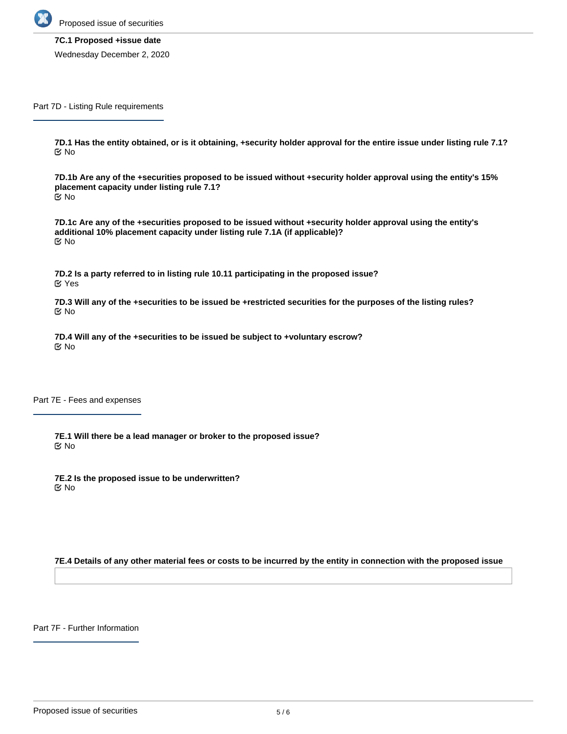**7C.1 Proposed +issue date**

Wednesday December 2, 2020

## Part 7D - Listing Rule requirements

**7D.1 Has the entity obtained, or is it obtaining, +security holder approval for the entire issue under listing rule 7.1?**

No

**7D.1b Are any of the +securities proposed to be issued without +security holder approval using the entity's 15% placement capacity under listing rule 7.1?**

No

**7D.1c Are any of the +securities proposed to be issued without +security holder approval using the entity's additional 10% placement capacity under listing rule 7.1A (if applicable)?**

No

**7D.2 Is a party referred to in listing rule 10.11 participating in the proposed issue?**

Yes

**7D.3 Will any of the +securities to be issued be +restricted securities for the purposes of the listing rules?**

No

**7D.4 Will any of the +securities to be issued be subject to +voluntary escrow?**

No

## Part 7E - Fees and expenses

**7E.1 Will there be a lead manager or broker to the proposed issue?**

No

**7E.2 Is the proposed issue to be underwritten?**

No

**7E.4 Details of any other material fees or costs to be incurred by the entity in connection with the proposed issue**

## Part 7F - Further Information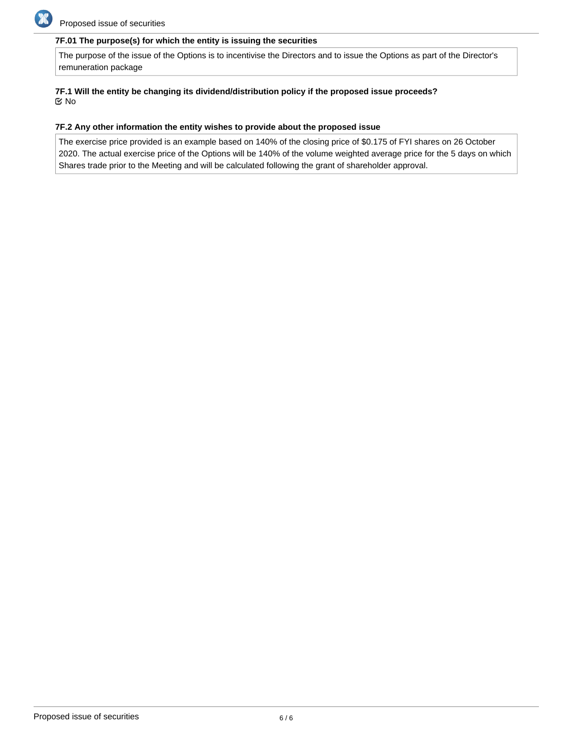**7F.01 The purpose(s) for which the entity is issuing the securities**

The purpose of the issue of the Options is to incentivise the Directors and to issue the Options as part of the Director's remuneration package

**7F.1 Will the entity be changing its dividend/distribution policy if the proposed issue proceeds?**

☑ No

**7F.2 Any other information the entity wishes to provide about the proposed issue**

The exercise price provided is an example based on 140% of the closing price of $0.175 of FYI shares on 26 October 2020. The actual exercise price of the Options will be 140% of the volume weighted average price for the 5 days on which Shares trade prior to the Meeting and will be calculated following the grant of shareholder approval.